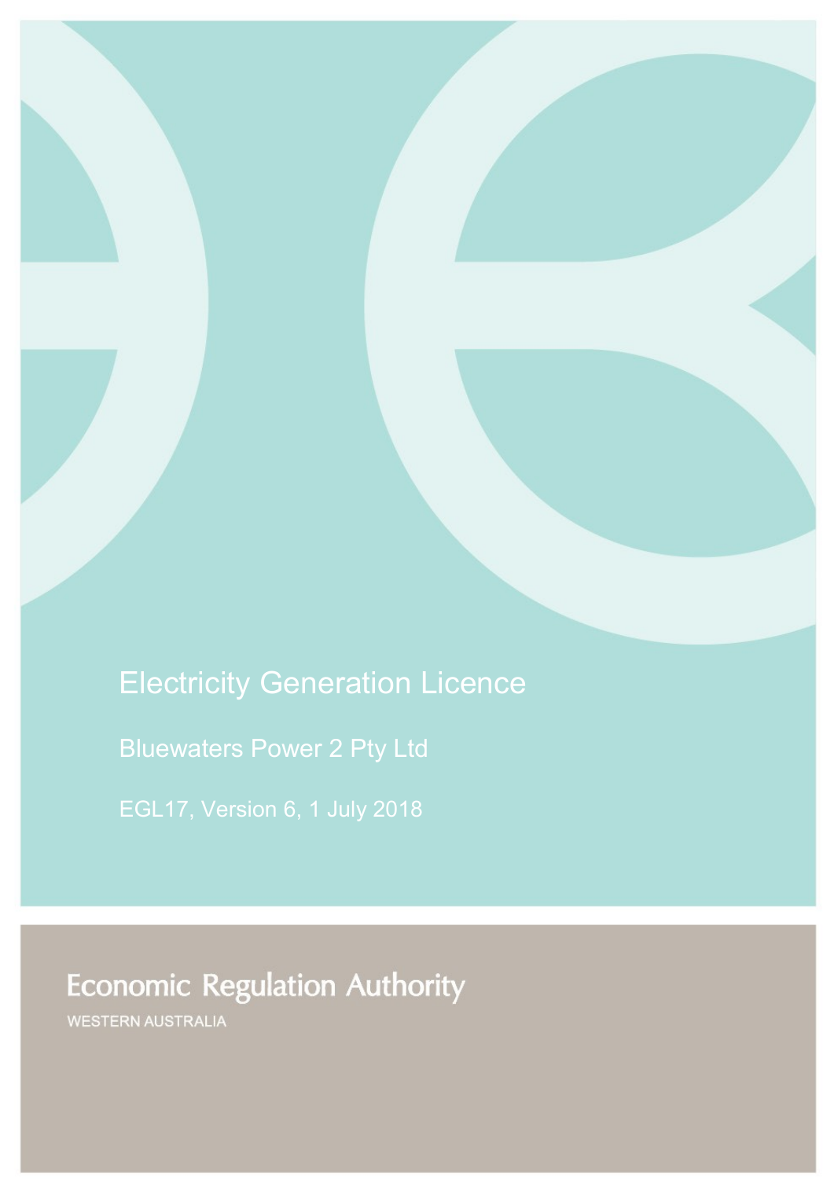# Electricity Generation Licence

## Bluewaters Power 2 Pty Ltd

EGL17, Version 6, 1 July 2018

Economic Regulation Authority

WESTERN AUSTRALIA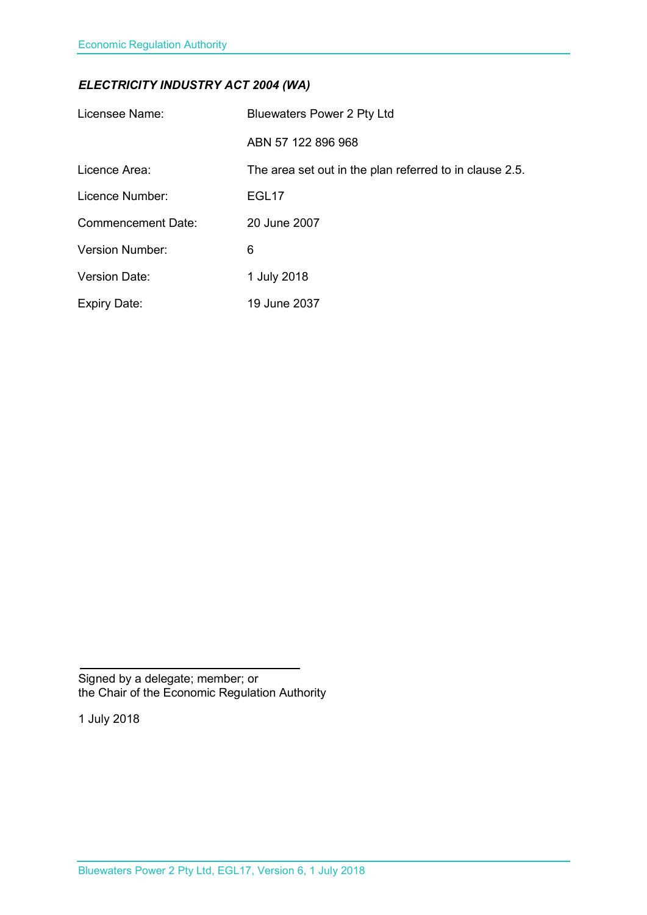***ELECTRICITY INDUSTRY ACT 2004 (WA)***

| | |
|---|---|
| Licensee Name: | Bluewaters Power 2 Pty Ltd |
| | ABN 57 122 896 968 |
| Licence Area: | The area set out in the plan referred to in clause 2.5. |
| Licence Number: | EGL17 |
| Commencement Date: | 20 June 2007 |
| Version Number: | 6 |
| Version Date: | 1 July 2018 |
| Expiry Date: | 19 June 2037 |

Signed by a delegate; member; or
the Chair of the Economic Regulation Authority

1 July 2018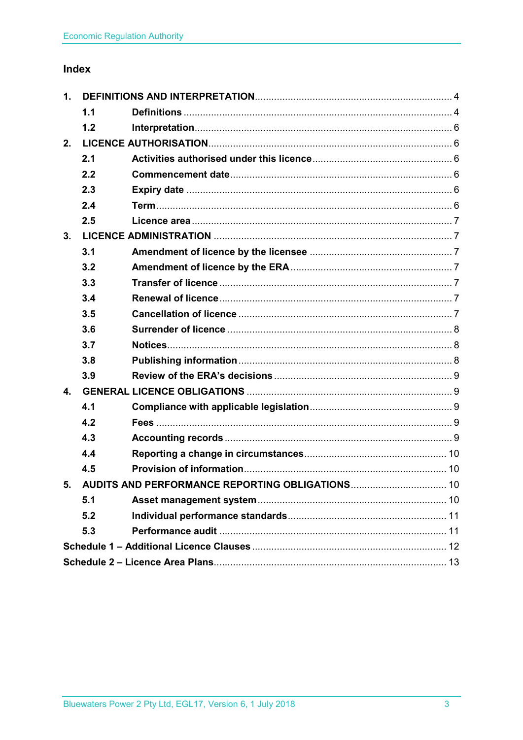## Index

| | | |
|---|---|---|
| **1.** | **DEFINITIONS AND INTERPRETATION** | 4 |
| **1.1** | **Definitions** | 4 |
| **1.2** | **Interpretation** | 6 |
| **2.** | **LICENCE AUTHORISATION** | 6 |
| **2.1** | **Activities authorised under this licence** | 6 |
| **2.2** | **Commencement date** | 6 |
| **2.3** | **Expiry date** | 6 |
| **2.4** | **Term** | 6 |
| **2.5** | **Licence area** | 7 |
| **3.** | **LICENCE ADMINISTRATION** | 7 |
| **3.1** | **Amendment of licence by the licensee** | 7 |
| **3.2** | **Amendment of licence by the ERA** | 7 |
| **3.3** | **Transfer of licence** | 7 |
| **3.4** | **Renewal of licence** | 7 |
| **3.5** | **Cancellation of licence** | 7 |
| **3.6** | **Surrender of licence** | 8 |
| **3.7** | **Notices** | 8 |
| **3.8** | **Publishing information** | 8 |
| **3.9** | **Review of the ERA's decisions** | 9 |
| **4.** | **GENERAL LICENCE OBLIGATIONS** | 9 |
| **4.1** | **Compliance with applicable legislation** | 9 |
| **4.2** | **Fees** | 9 |
| **4.3** | **Accounting records** | 9 |
| **4.4** | **Reporting a change in circumstances** | 10 |
| **4.5** | **Provision of information** | 10 |
| **5.** | **AUDITS AND PERFORMANCE REPORTING OBLIGATIONS** | 10 |
| **5.1** | **Asset management system** | 10 |
| **5.2** | **Individual performance standards** | 11 |
| **5.3** | **Performance audit** | 11 |
| | **Schedule 1 – Additional Licence Clauses** | 12 |
| | **Schedule 2 – Licence Area Plans** | 13 |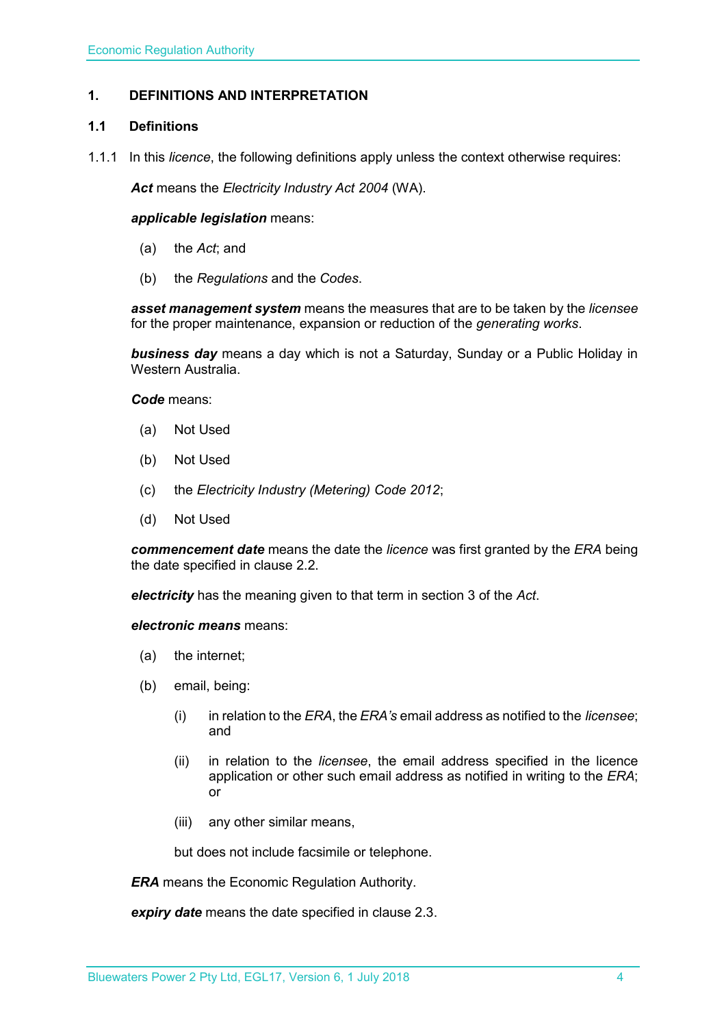## 1. DEFINITIONS AND INTERPRETATION

### 1.1 Definitions

1.1.1 In this *licence*, the following definitions apply unless the context otherwise requires:

***Act*** means the *Electricity Industry Act 2004* (WA).

***applicable legislation*** means:

(a) the *Act*; and

(b) the *Regulations* and the *Codes*.

***asset management system*** means the measures that are to be taken by the *licensee* for the proper maintenance, expansion or reduction of the *generating works*.

***business day*** means a day which is not a Saturday, Sunday or a Public Holiday in Western Australia.

***Code*** means:

(a) Not Used

(b) Not Used

(c) the *Electricity Industry (Metering) Code 2012*;

(d) Not Used

***commencement date*** means the date the *licence* was first granted by the *ERA* being the date specified in clause 2.2.

***electricity*** has the meaning given to that term in section 3 of the *Act*.

***electronic means*** means:

(a) the internet;

(b) email, being:

(i) in relation to the *ERA*, the *ERA's* email address as notified to the *licensee*; and

(ii) in relation to the *licensee*, the email address specified in the licence application or other such email address as notified in writing to the *ERA*; or

(iii) any other similar means,

but does not include facsimile or telephone.

***ERA*** means the Economic Regulation Authority.

***expiry date*** means the date specified in clause 2.3.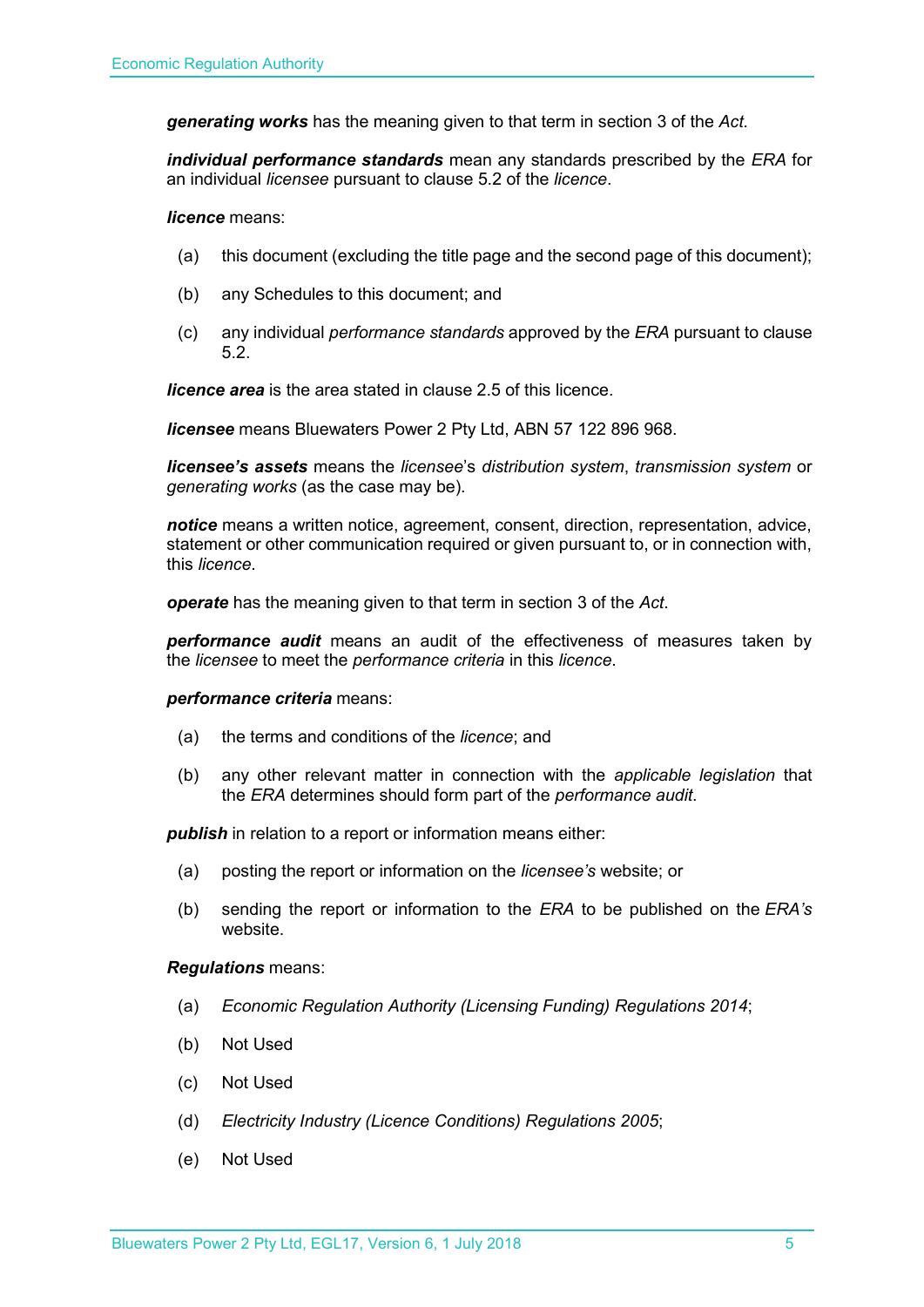***generating works*** has the meaning given to that term in section 3 of the *Act.*

***individual performance standards*** mean any standards prescribed by the *ERA* for an individual *licensee* pursuant to clause 5.2 of the *licence*.

***licence*** means:

(a) this document (excluding the title page and the second page of this document);

(b) any Schedules to this document; and

(c) any individual *performance standards* approved by the *ERA* pursuant to clause 5.2.

***licence area*** is the area stated in clause 2.5 of this licence.

***licensee*** means Bluewaters Power 2 Pty Ltd, ABN 57 122 896 968.

***licensee's assets*** means the *licensee*'s *distribution system*, *transmission system* or *generating works* (as the case may be).

***notice*** means a written notice, agreement, consent, direction, representation, advice, statement or other communication required or given pursuant to, or in connection with, this *licence*.

***operate*** has the meaning given to that term in section 3 of the *Act*.

***performance audit*** means an audit of the effectiveness of measures taken by the *licensee* to meet the *performance criteria* in this *licence*.

***performance criteria*** means:

(a) the terms and conditions of the *licence*; and

(b) any other relevant matter in connection with the *applicable legislation* that the *ERA* determines should form part of the *performance audit*.

***publish*** in relation to a report or information means either:

(a) posting the report or information on the *licensee's* website; or

(b) sending the report or information to the *ERA* to be published on the *ERA's* website.

***Regulations*** means:

(a) *Economic Regulation Authority (Licensing Funding) Regulations 2014*;

(b) Not Used

(c) Not Used

(d) *Electricity Industry (Licence Conditions) Regulations 2005*;

(e) Not Used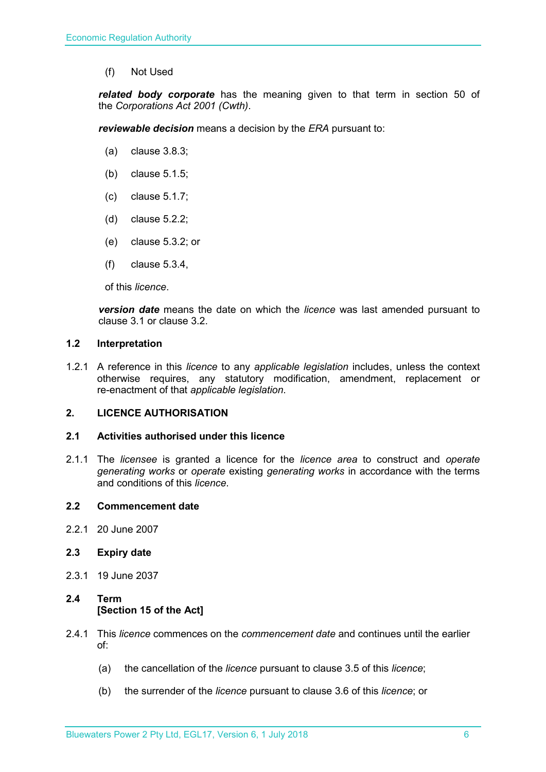(f) Not Used

***related body corporate*** has the meaning given to that term in section 50 of the *Corporations Act 2001 (Cwth)*.

***reviewable decision*** means a decision by the *ERA* pursuant to:

(a) clause 3.8.3;

(b) clause 5.1.5;

(c) clause 5.1.7;

(d) clause 5.2.2;

(e) clause 5.3.2; or

(f) clause 5.3.4,

of this *licence*.

***version date*** means the date on which the *licence* was last amended pursuant to clause 3.1 or clause 3.2.

### 1.2 Interpretation

1.2.1 A reference in this *licence* to any *applicable legislation* includes, unless the context otherwise requires, any statutory modification, amendment, replacement or re-enactment of that *applicable legislation*.

## 2. LICENCE AUTHORISATION

### 2.1 Activities authorised under this licence

2.1.1 The *licensee* is granted a licence for the *licence area* to construct and *operate generating works* or *operate* existing *generating works* in accordance with the terms and conditions of this *licence*.

### 2.2 Commencement date

2.2.1 20 June 2007

### 2.3 Expiry date

2.3.1 19 June 2037

### 2.4 Term [Section 15 of the Act]

2.4.1 This *licence* commences on the *commencement date* and continues until the earlier of:

(a) the cancellation of the *licence* pursuant to clause 3.5 of this *licence*;

(b) the surrender of the *licence* pursuant to clause 3.6 of this *licence*; or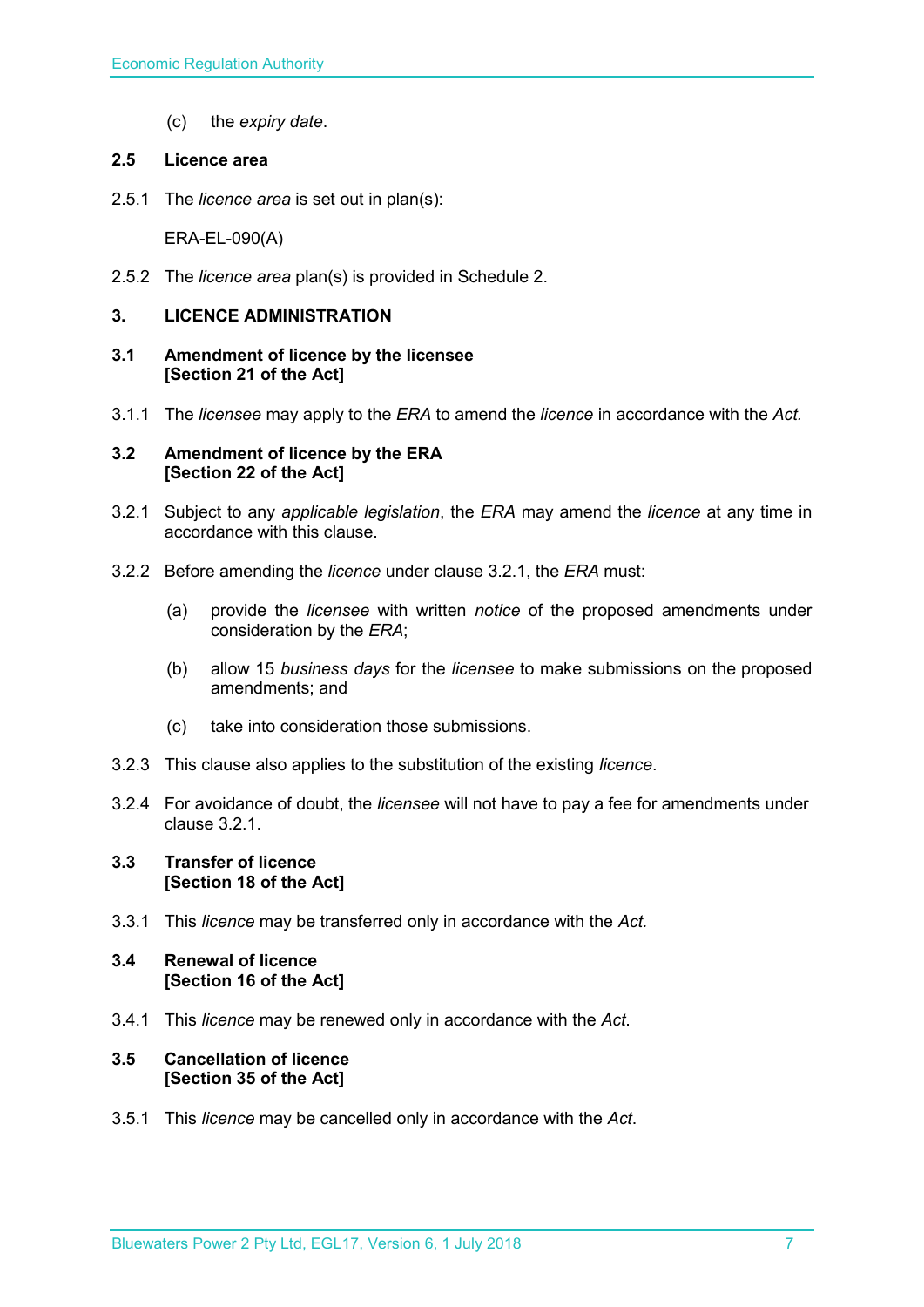(c) the *expiry date*.

### 2.5 Licence area

2.5.1 The *licence area* is set out in plan(s):

ERA-EL-090(A)

2.5.2 The *licence area* plan(s) is provided in Schedule 2.

## 3. LICENCE ADMINISTRATION

### 3.1 Amendment of licence by the licensee [Section 21 of the Act]

3.1.1 The *licensee* may apply to the *ERA* to amend the *licence* in accordance with the *Act.*

### 3.2 Amendment of licence by the ERA [Section 22 of the Act]

3.2.1 Subject to any *applicable legislation*, the *ERA* may amend the *licence* at any time in accordance with this clause.

3.2.2 Before amending the *licence* under clause 3.2.1, the *ERA* must:

(a) provide the *licensee* with written *notice* of the proposed amendments under consideration by the *ERA*;

(b) allow 15 *business days* for the *licensee* to make submissions on the proposed amendments; and

(c) take into consideration those submissions.

3.2.3 This clause also applies to the substitution of the existing *licence*.

3.2.4 For avoidance of doubt, the *licensee* will not have to pay a fee for amendments under clause 3.2.1.

### 3.3 Transfer of licence [Section 18 of the Act]

3.3.1 This *licence* may be transferred only in accordance with the *Act.*

### 3.4 Renewal of licence [Section 16 of the Act]

3.4.1 This *licence* may be renewed only in accordance with the *Act*.

### 3.5 Cancellation of licence [Section 35 of the Act]

3.5.1 This *licence* may be cancelled only in accordance with the *Act*.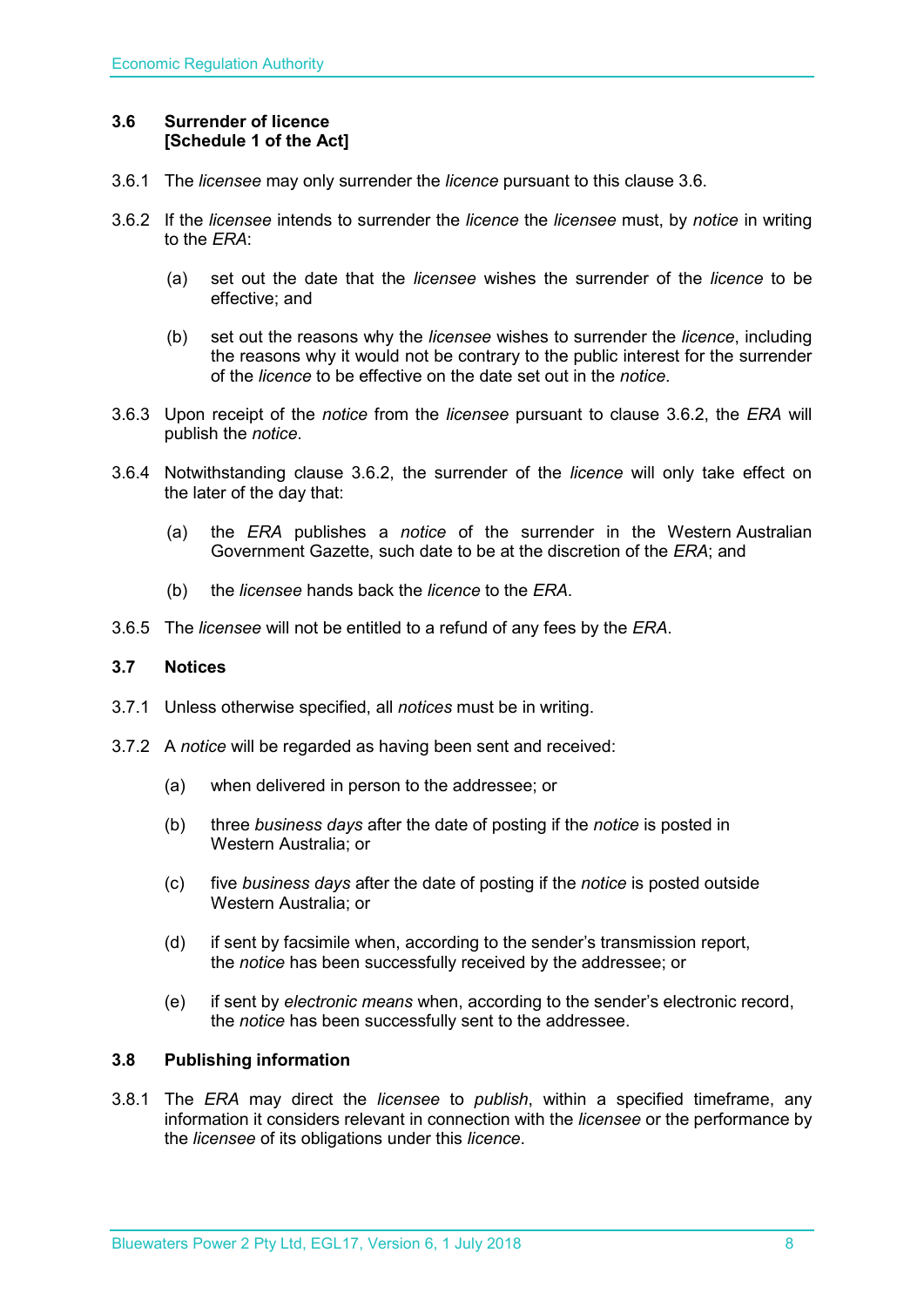### 3.6 Surrender of licence [Schedule 1 of the Act]

3.6.1 The *licensee* may only surrender the *licence* pursuant to this clause 3.6.

3.6.2 If the *licensee* intends to surrender the *licence* the *licensee* must, by *notice* in writing to the *ERA*:

(a) set out the date that the *licensee* wishes the surrender of the *licence* to be effective; and

(b) set out the reasons why the *licensee* wishes to surrender the *licence*, including the reasons why it would not be contrary to the public interest for the surrender of the *licence* to be effective on the date set out in the *notice*.

3.6.3 Upon receipt of the *notice* from the *licensee* pursuant to clause 3.6.2, the *ERA* will publish the *notice*.

3.6.4 Notwithstanding clause 3.6.2, the surrender of the *licence* will only take effect on the later of the day that:

(a) the *ERA* publishes a *notice* of the surrender in the Western Australian Government Gazette, such date to be at the discretion of the *ERA*; and

(b) the *licensee* hands back the *licence* to the *ERA*.

3.6.5 The *licensee* will not be entitled to a refund of any fees by the *ERA*.

### 3.7 Notices

3.7.1 Unless otherwise specified, all *notices* must be in writing.

3.7.2 A *notice* will be regarded as having been sent and received:

(a) when delivered in person to the addressee; or

(b) three *business days* after the date of posting if the *notice* is posted in Western Australia; or

(c) five *business days* after the date of posting if the *notice* is posted outside Western Australia; or

(d) if sent by facsimile when, according to the sender's transmission report, the *notice* has been successfully received by the addressee; or

(e) if sent by *electronic means* when, according to the sender's electronic record, the *notice* has been successfully sent to the addressee.

### 3.8 Publishing information

3.8.1 The *ERA* may direct the *licensee* to *publish*, within a specified timeframe, any information it considers relevant in connection with the *licensee* or the performance by the *licensee* of its obligations under this *licence*.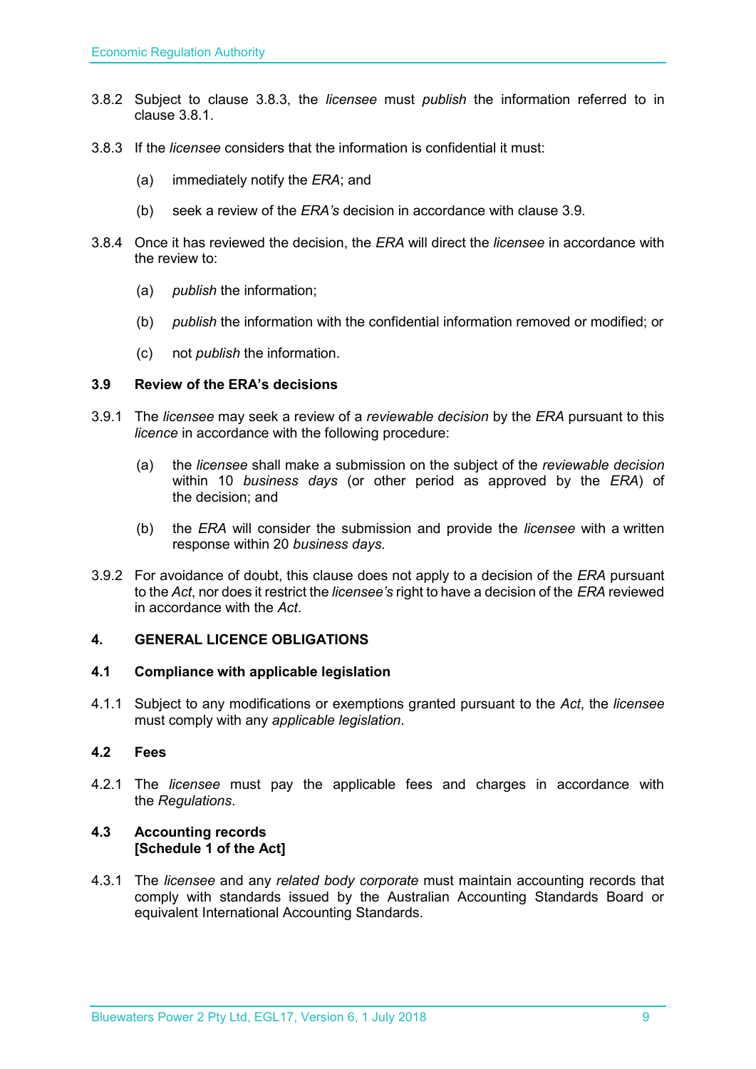3.8.2 Subject to clause 3.8.3, the *licensee* must *publish* the information referred to in clause 3.8.1.

3.8.3 If the *licensee* considers that the information is confidential it must:

(a) immediately notify the *ERA*; and

(b) seek a review of the *ERA's* decision in accordance with clause 3.9.

3.8.4 Once it has reviewed the decision, the *ERA* will direct the *licensee* in accordance with the review to:

(a) *publish* the information;

(b) *publish* the information with the confidential information removed or modified; or

(c) not *publish* the information.

### 3.9 Review of the ERA's decisions

3.9.1 The *licensee* may seek a review of a *reviewable decision* by the *ERA* pursuant to this *licence* in accordance with the following procedure:

(a) the *licensee* shall make a submission on the subject of the *reviewable decision* within 10 *business days* (or other period as approved by the *ERA*) of the decision; and

(b) the *ERA* will consider the submission and provide the *licensee* with a written response within 20 *business days*.

3.9.2 For avoidance of doubt, this clause does not apply to a decision of the *ERA* pursuant to the *Act*, nor does it restrict the *licensee's* right to have a decision of the *ERA* reviewed in accordance with the *Act*.

## 4. GENERAL LICENCE OBLIGATIONS

### 4.1 Compliance with applicable legislation

4.1.1 Subject to any modifications or exemptions granted pursuant to the *Act*, the *licensee* must comply with any *applicable legislation*.

### 4.2 Fees

4.2.1 The *licensee* must pay the applicable fees and charges in accordance with the *Regulations*.

### 4.3 Accounting records [Schedule 1 of the Act]

4.3.1 The *licensee* and any *related body corporate* must maintain accounting records that comply with standards issued by the Australian Accounting Standards Board or equivalent International Accounting Standards.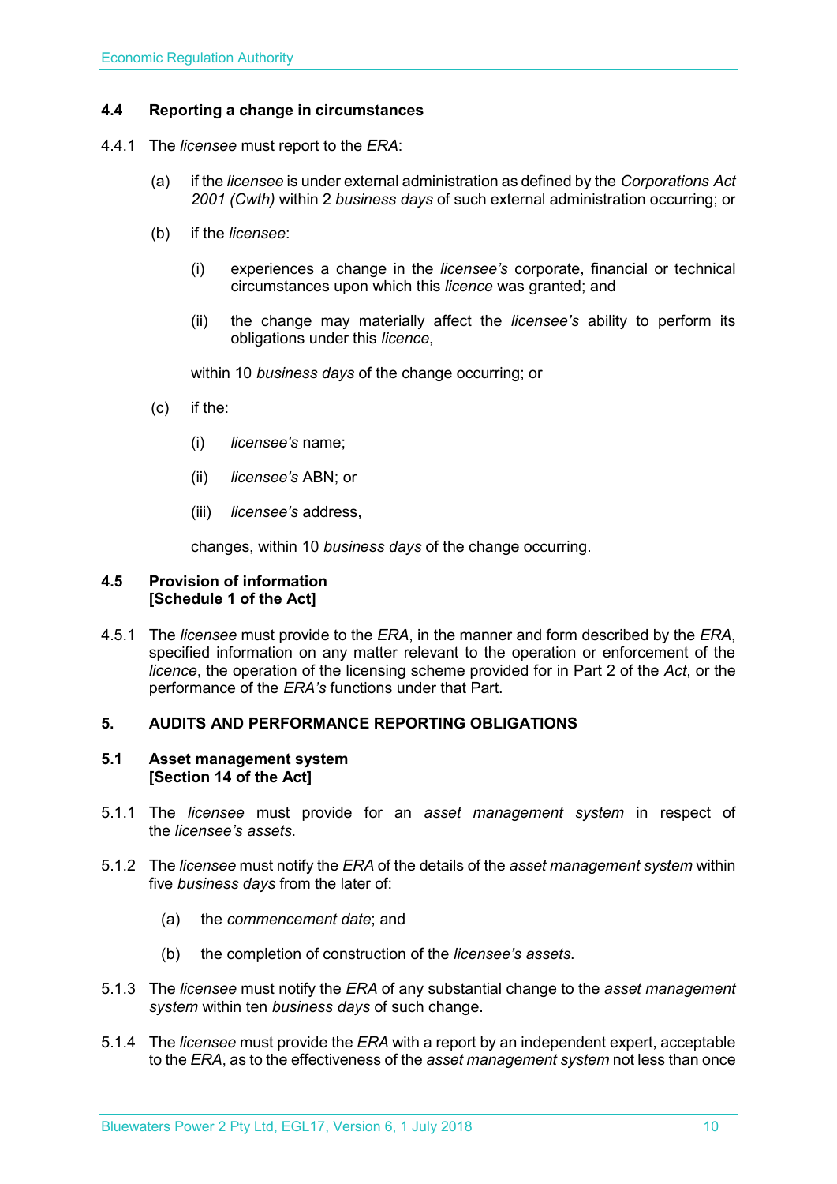### 4.4 Reporting a change in circumstances

4.4.1 The *licensee* must report to the *ERA*:

(a) if the *licensee* is under external administration as defined by the *Corporations Act 2001 (Cwth)* within 2 *business days* of such external administration occurring; or

(b) if the *licensee*:

(i) experiences a change in the *licensee's* corporate, financial or technical circumstances upon which this *licence* was granted; and

(ii) the change may materially affect the *licensee's* ability to perform its obligations under this *licence*,

within 10 *business days* of the change occurring; or

(c) if the:

(i) *licensee's* name;

(ii) *licensee's* ABN; or

(iii) *licensee's* address,

changes, within 10 *business days* of the change occurring.

### 4.5 Provision of information [Schedule 1 of the Act]

4.5.1 The *licensee* must provide to the *ERA*, in the manner and form described by the *ERA*, specified information on any matter relevant to the operation or enforcement of the *licence*, the operation of the licensing scheme provided for in Part 2 of the *Act*, or the performance of the *ERA's* functions under that Part.

## 5. AUDITS AND PERFORMANCE REPORTING OBLIGATIONS

### 5.1 Asset management system [Section 14 of the Act]

5.1.1 The *licensee* must provide for an *asset management system* in respect of the *licensee's assets*.

5.1.2 The *licensee* must notify the *ERA* of the details of the *asset management system* within five *business days* from the later of:

(a) the *commencement date*; and

(b) the completion of construction of the *licensee's assets*.

5.1.3 The *licensee* must notify the *ERA* of any substantial change to the *asset management system* within ten *business days* of such change.

5.1.4 The *licensee* must provide the *ERA* with a report by an independent expert, acceptable to the *ERA*, as to the effectiveness of the *asset management system* not less than once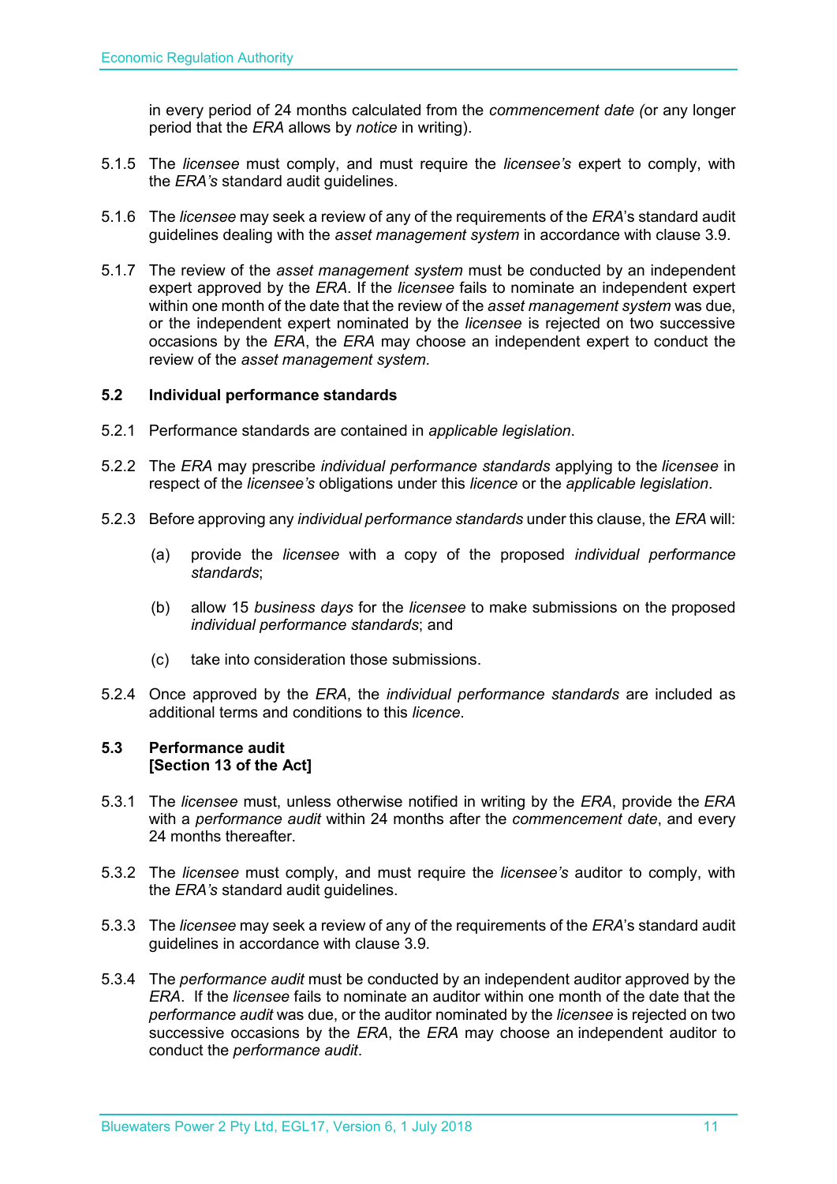in every period of 24 months calculated from the *commencement date (*or any longer period that the *ERA* allows by *notice* in writing).

5.1.5 The *licensee* must comply, and must require the *licensee's* expert to comply, with the *ERA's* standard audit guidelines.

5.1.6 The *licensee* may seek a review of any of the requirements of the *ERA*'s standard audit guidelines dealing with the *asset management system* in accordance with clause 3.9.

5.1.7 The review of the *asset management system* must be conducted by an independent expert approved by the *ERA*. If the *licensee* fails to nominate an independent expert within one month of the date that the review of the *asset management system* was due, or the independent expert nominated by the *licensee* is rejected on two successive occasions by the *ERA*, the *ERA* may choose an independent expert to conduct the review of the *asset management system*.

### 5.2 Individual performance standards

5.2.1 Performance standards are contained in *applicable legislation*.

5.2.2 The *ERA* may prescribe *individual performance standards* applying to the *licensee* in respect of the *licensee's* obligations under this *licence* or the *applicable legislation*.

5.2.3 Before approving any *individual performance standards* under this clause, the *ERA* will:

(a) provide the *licensee* with a copy of the proposed *individual performance standards*;

(b) allow 15 *business days* for the *licensee* to make submissions on the proposed *individual performance standards*; and

(c) take into consideration those submissions.

5.2.4 Once approved by the *ERA*, the *individual performance standards* are included as additional terms and conditions to this *licence*.

### 5.3 Performance audit
**[Section 13 of the Act]**

5.3.1 The *licensee* must, unless otherwise notified in writing by the *ERA*, provide the *ERA* with a *performance audit* within 24 months after the *commencement date*, and every 24 months thereafter.

5.3.2 The *licensee* must comply, and must require the *licensee's* auditor to comply, with the *ERA's* standard audit guidelines.

5.3.3 The *licensee* may seek a review of any of the requirements of the *ERA*'s standard audit guidelines in accordance with clause 3.9.

5.3.4 The *performance audit* must be conducted by an independent auditor approved by the *ERA*. If the *licensee* fails to nominate an auditor within one month of the date that the *performance audit* was due, or the auditor nominated by the *licensee* is rejected on two successive occasions by the *ERA*, the *ERA* may choose an independent auditor to conduct the *performance audit*.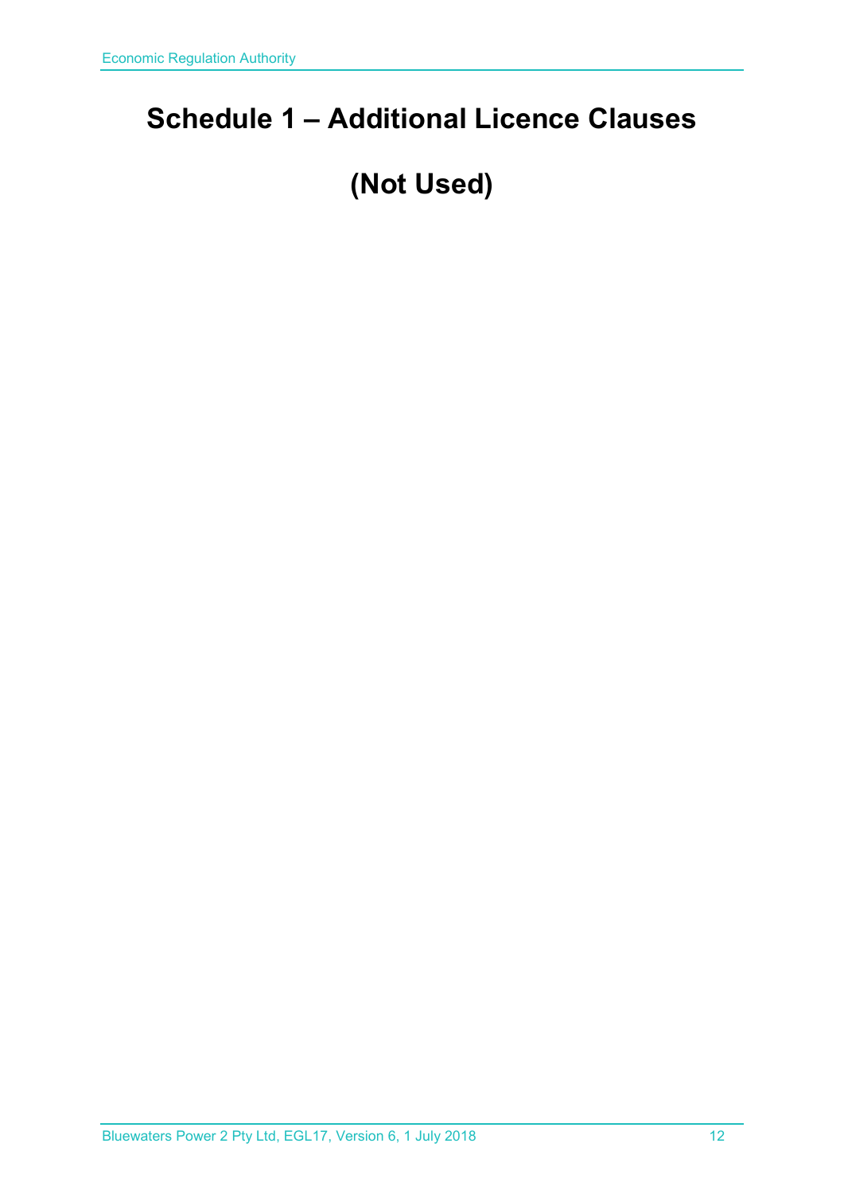# Schedule 1 – Additional Licence Clauses

# (Not Used)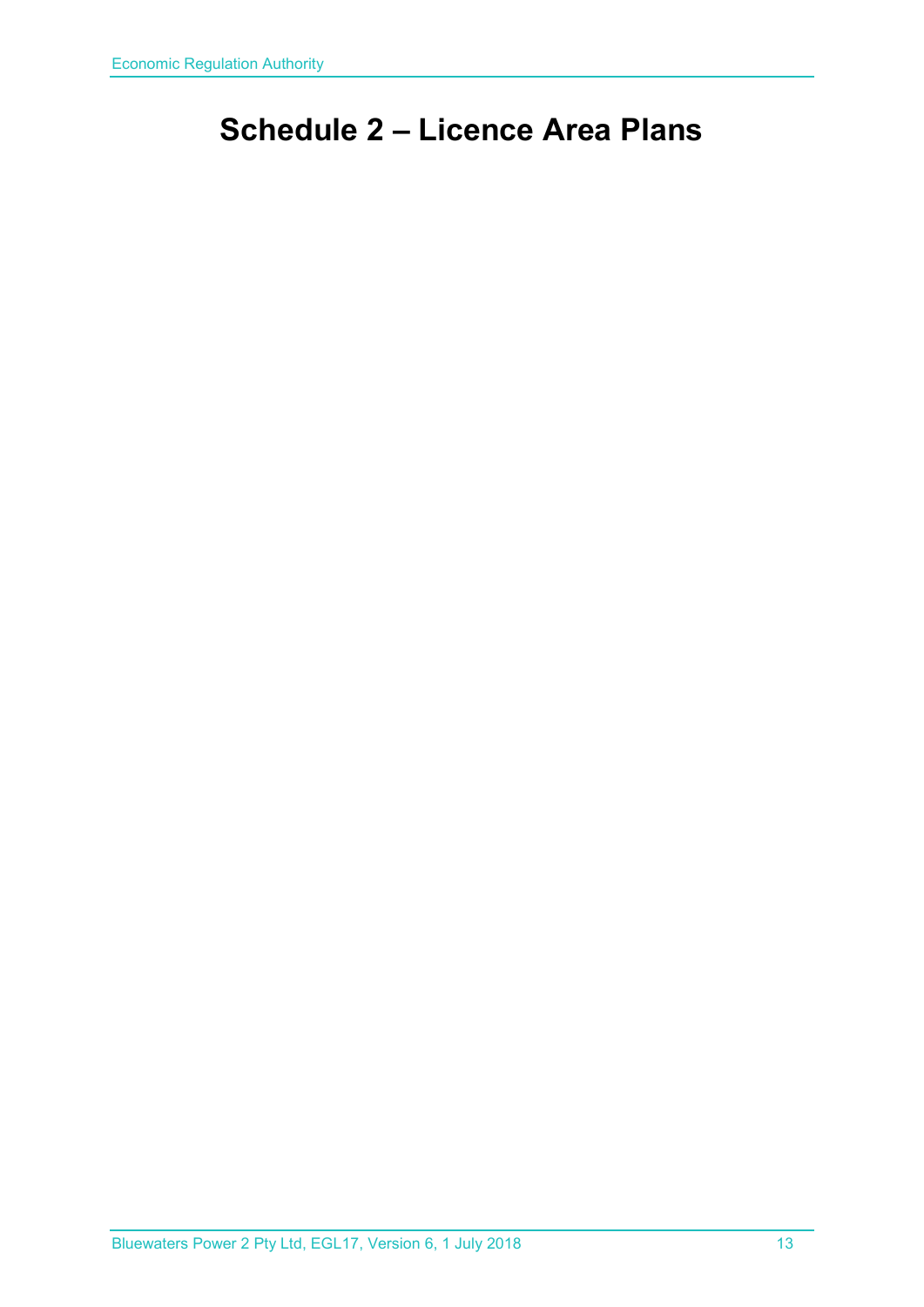# Schedule 2 – Licence Area Plans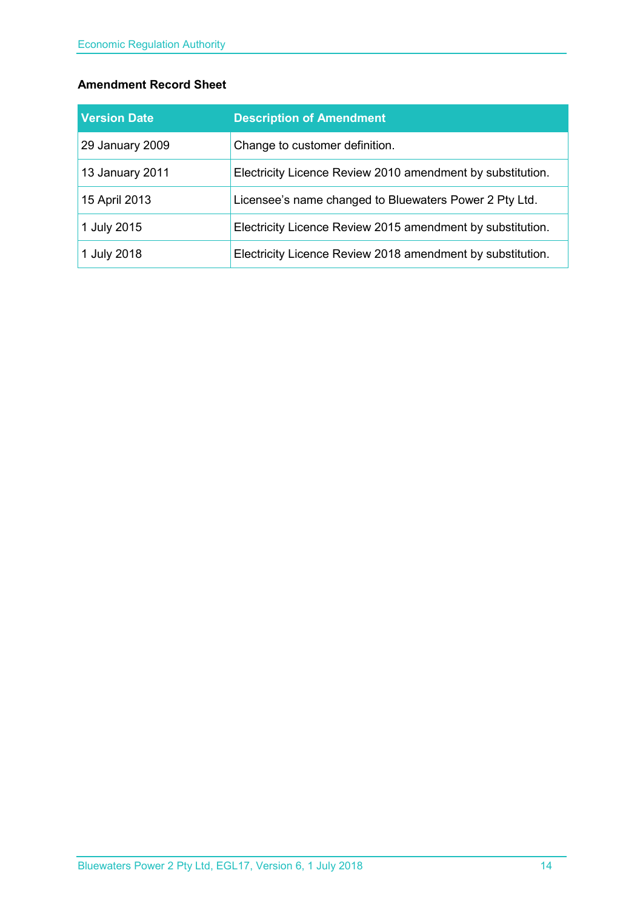**Amendment Record Sheet**

| Version Date | Description of Amendment |
| --- | --- |
| 29 January 2009 | Change to customer definition. |
| 13 January 2011 | Electricity Licence Review 2010 amendment by substitution. |
| 15 April 2013 | Licensee’s name changed to Bluewaters Power 2 Pty Ltd. |
| 1 July 2015 | Electricity Licence Review 2015 amendment by substitution. |
| 1 July 2018 | Electricity Licence Review 2018 amendment by substitution. |